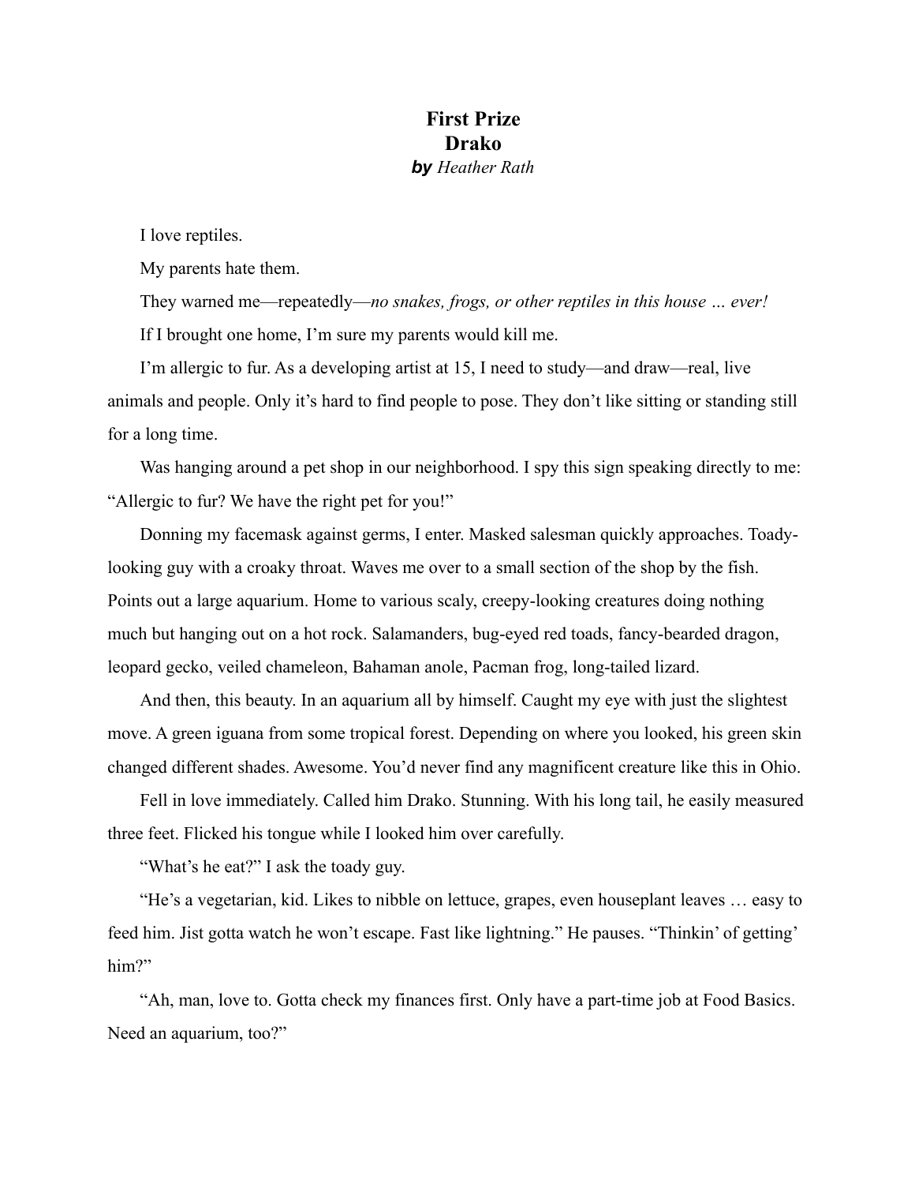# First Prize
## Drako
***by*** *Heather Rath*

I love reptiles.

My parents hate them.

They warned me—repeatedly—*no snakes, frogs, or other reptiles in this house … ever!*

If I brought one home, I'm sure my parents would kill me.

I'm allergic to fur. As a developing artist at 15, I need to study—and draw—real, live animals and people. Only it's hard to find people to pose. They don't like sitting or standing still for a long time.

Was hanging around a pet shop in our neighborhood. I spy this sign speaking directly to me: "Allergic to fur? We have the right pet for you!"

Donning my facemask against germs, I enter. Masked salesman quickly approaches. Toady-looking guy with a croaky throat. Waves me over to a small section of the shop by the fish. Points out a large aquarium. Home to various scaly, creepy-looking creatures doing nothing much but hanging out on a hot rock. Salamanders, bug-eyed red toads, fancy-bearded dragon, leopard gecko, veiled chameleon, Bahaman anole, Pacman frog, long-tailed lizard.

And then, this beauty. In an aquarium all by himself. Caught my eye with just the slightest move. A green iguana from some tropical forest. Depending on where you looked, his green skin changed different shades. Awesome. You'd never find any magnificent creature like this in Ohio.

Fell in love immediately. Called him Drako. Stunning. With his long tail, he easily measured three feet. Flicked his tongue while I looked him over carefully.

"What's he eat?" I ask the toady guy.

"He's a vegetarian, kid. Likes to nibble on lettuce, grapes, even houseplant leaves … easy to feed him. Jist gotta watch he won't escape. Fast like lightning." He pauses. "Thinkin' of getting' him?"

"Ah, man, love to. Gotta check my finances first. Only have a part-time job at Food Basics. Need an aquarium, too?"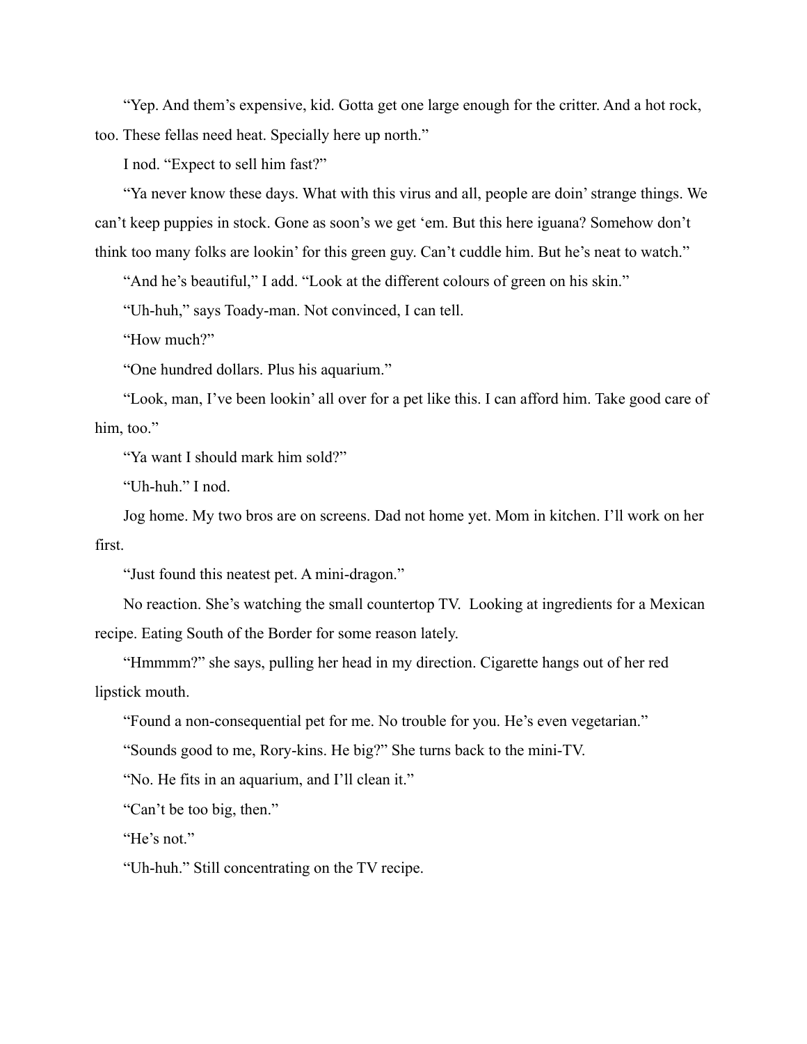"Yep. And them's expensive, kid. Gotta get one large enough for the critter. And a hot rock, too. These fellas need heat. Specially here up north."

I nod. "Expect to sell him fast?"

"Ya never know these days. What with this virus and all, people are doin' strange things. We can't keep puppies in stock. Gone as soon's we get 'em. But this here iguana? Somehow don't think too many folks are lookin' for this green guy. Can't cuddle him. But he's neat to watch."

"And he's beautiful," I add. "Look at the different colours of green on his skin."

"Uh-huh," says Toady-man. Not convinced, I can tell.

"How much?"

"One hundred dollars. Plus his aquarium."

"Look, man, I've been lookin' all over for a pet like this. I can afford him. Take good care of him, too."

"Ya want I should mark him sold?"

"Uh-huh." I nod.

Jog home. My two bros are on screens. Dad not home yet. Mom in kitchen. I'll work on her first.

"Just found this neatest pet. A mini-dragon."

No reaction. She's watching the small countertop TV. Looking at ingredients for a Mexican recipe. Eating South of the Border for some reason lately.

"Hmmmm?" she says, pulling her head in my direction. Cigarette hangs out of her red lipstick mouth.

"Found a non-consequential pet for me. No trouble for you. He's even vegetarian."

"Sounds good to me, Rory-kins. He big?" She turns back to the mini-TV.

"No. He fits in an aquarium, and I'll clean it."

"Can't be too big, then."

"He's not."

"Uh-huh." Still concentrating on the TV recipe.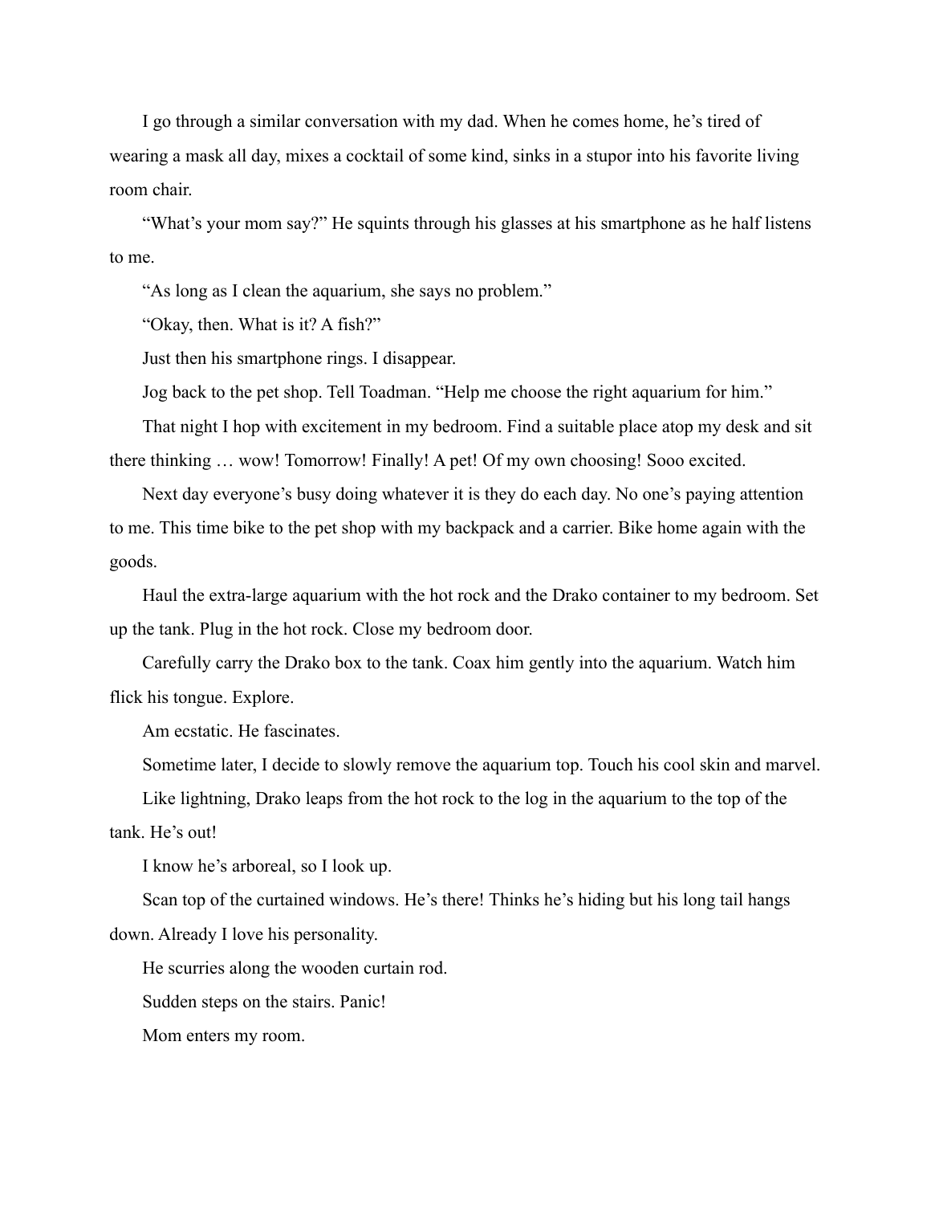I go through a similar conversation with my dad. When he comes home, he's tired of wearing a mask all day, mixes a cocktail of some kind, sinks in a stupor into his favorite living room chair.

"What's your mom say?" He squints through his glasses at his smartphone as he half listens to me.

"As long as I clean the aquarium, she says no problem."

"Okay, then. What is it? A fish?"

Just then his smartphone rings. I disappear.

Jog back to the pet shop. Tell Toadman. "Help me choose the right aquarium for him."

That night I hop with excitement in my bedroom. Find a suitable place atop my desk and sit there thinking … wow! Tomorrow! Finally! A pet! Of my own choosing! Sooo excited.

Next day everyone's busy doing whatever it is they do each day. No one's paying attention to me. This time bike to the pet shop with my backpack and a carrier. Bike home again with the goods.

Haul the extra-large aquarium with the hot rock and the Drako container to my bedroom. Set up the tank. Plug in the hot rock. Close my bedroom door.

Carefully carry the Drako box to the tank. Coax him gently into the aquarium. Watch him flick his tongue. Explore.

Am ecstatic. He fascinates.

Sometime later, I decide to slowly remove the aquarium top. Touch his cool skin and marvel.

Like lightning, Drako leaps from the hot rock to the log in the aquarium to the top of the tank. He's out!

I know he's arboreal, so I look up.

Scan top of the curtained windows. He's there! Thinks he's hiding but his long tail hangs down. Already I love his personality.

He scurries along the wooden curtain rod.

Sudden steps on the stairs. Panic!

Mom enters my room.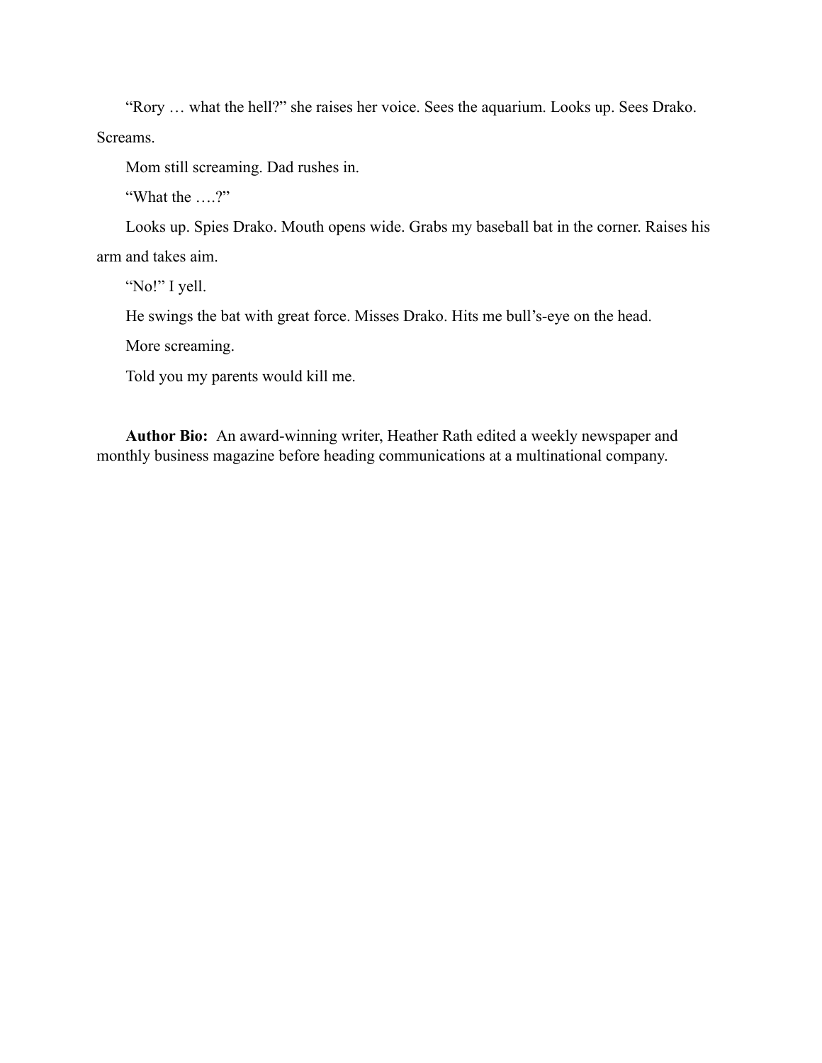"Rory … what the hell?" she raises her voice. Sees the aquarium. Looks up. Sees Drako. Screams.

Mom still screaming. Dad rushes in.

"What the ….?"

Looks up. Spies Drako. Mouth opens wide. Grabs my baseball bat in the corner. Raises his arm and takes aim.

"No!" I yell.

He swings the bat with great force. Misses Drako. Hits me bull's-eye on the head.

More screaming.

Told you my parents would kill me.

**Author Bio:** An award-winning writer, Heather Rath edited a weekly newspaper and monthly business magazine before heading communications at a multinational company.